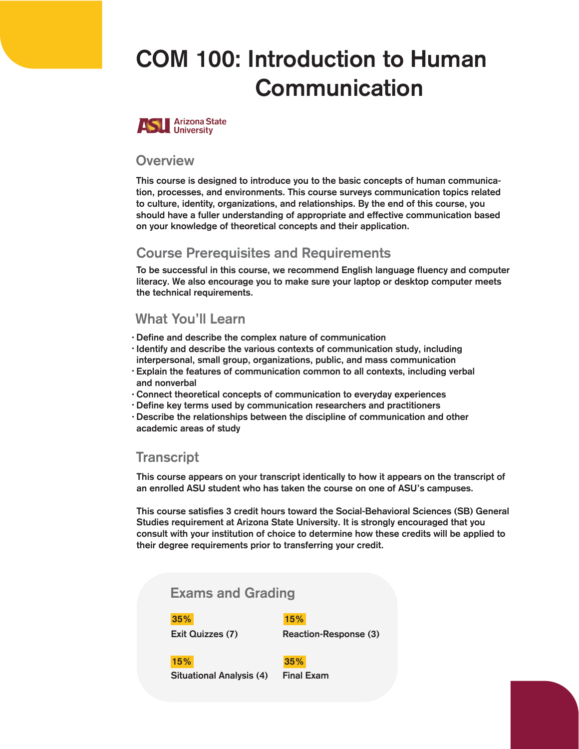# COM 100: Introduction to Human Communication

Arizona State University

## Overview

This course is designed to introduce you to the basic concepts of human communication, processes, and environments. This course surveys communication topics related to culture, identity, organizations, and relationships. By the end of this course, you should have a fuller understanding of appropriate and effective communication based on your knowledge of theoretical concepts and their application.

## Course Prerequisites and Requirements

To be successful in this course, we recommend English language fluency and computer literacy. We also encourage you to make sure your laptop or desktop computer meets the technical requirements.

## What You'll Learn

- Define and describe the complex nature of communication
- Identify and describe the various contexts of communication study, including interpersonal, small group, organizations, public, and mass communication
- Explain the features of communication common to all contexts, including verbal and nonverbal
- Connect theoretical concepts of communication to everyday experiences
- Define key terms used by communication researchers and practitioners
- Describe the relationships between the discipline of communication and other academic areas of study

## Transcript

This course appears on your transcript identically to how it appears on the transcript of an enrolled ASU student who has taken the course on one of ASU's campuses.

This course satisfies 3 credit hours toward the Social-Behavioral Sciences (SB) General Studies requirement at Arizona State University. It is strongly encouraged that you consult with your institution of choice to determine how these credits will be applied to their degree requirements prior to transferring your credit.

## Exams and Grading

**35%**
Exit Quizzes (7)

**15%**
Reaction-Response (3)

**15%**
Situational Analysis (4)

**35%**
Final Exam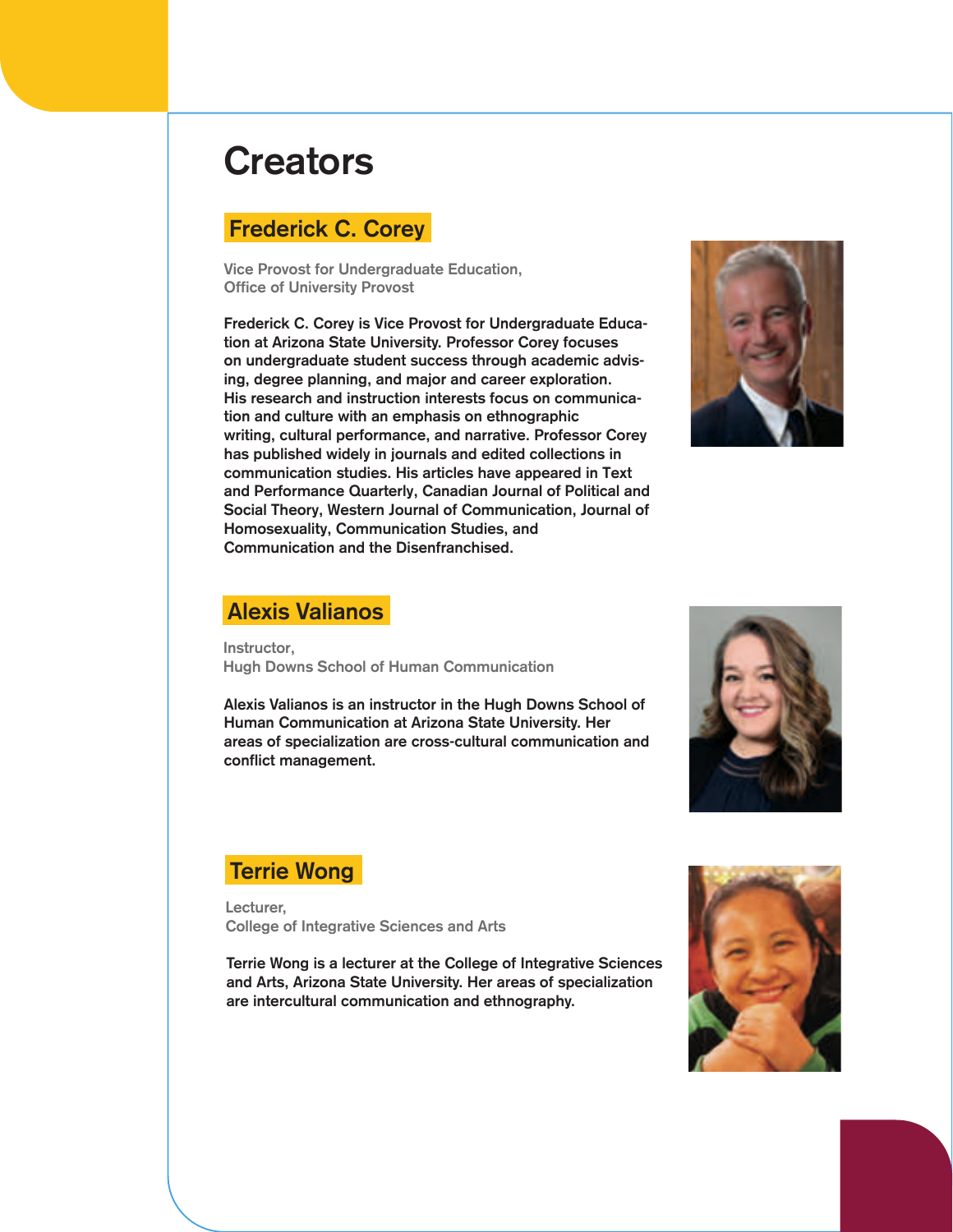# Creators

## Frederick C. Corey

Vice Provost for Undergraduate Education,
Office of University Provost

Frederick C. Corey is Vice Provost for Undergraduate Education at Arizona State University. Professor Corey focuses on undergraduate student success through academic advising, degree planning, and major and career exploration. His research and instruction interests focus on communication and culture with an emphasis on ethnographic writing, cultural performance, and narrative. Professor Corey has published widely in journals and edited collections in communication studies. His articles have appeared in Text and Performance Quarterly, Canadian Journal of Political and Social Theory, Western Journal of Communication, Journal of Homosexuality, Communication Studies, and Communication and the Disenfranchised.

## Alexis Valianos

Instructor,
Hugh Downs School of Human Communication

Alexis Valianos is an instructor in the Hugh Downs School of Human Communication at Arizona State University. Her areas of specialization are cross-cultural communication and conflict management.

## Terrie Wong

Lecturer,
College of Integrative Sciences and Arts

Terrie Wong is a lecturer at the College of Integrative Sciences and Arts, Arizona State University. Her areas of specialization are intercultural communication and ethnography.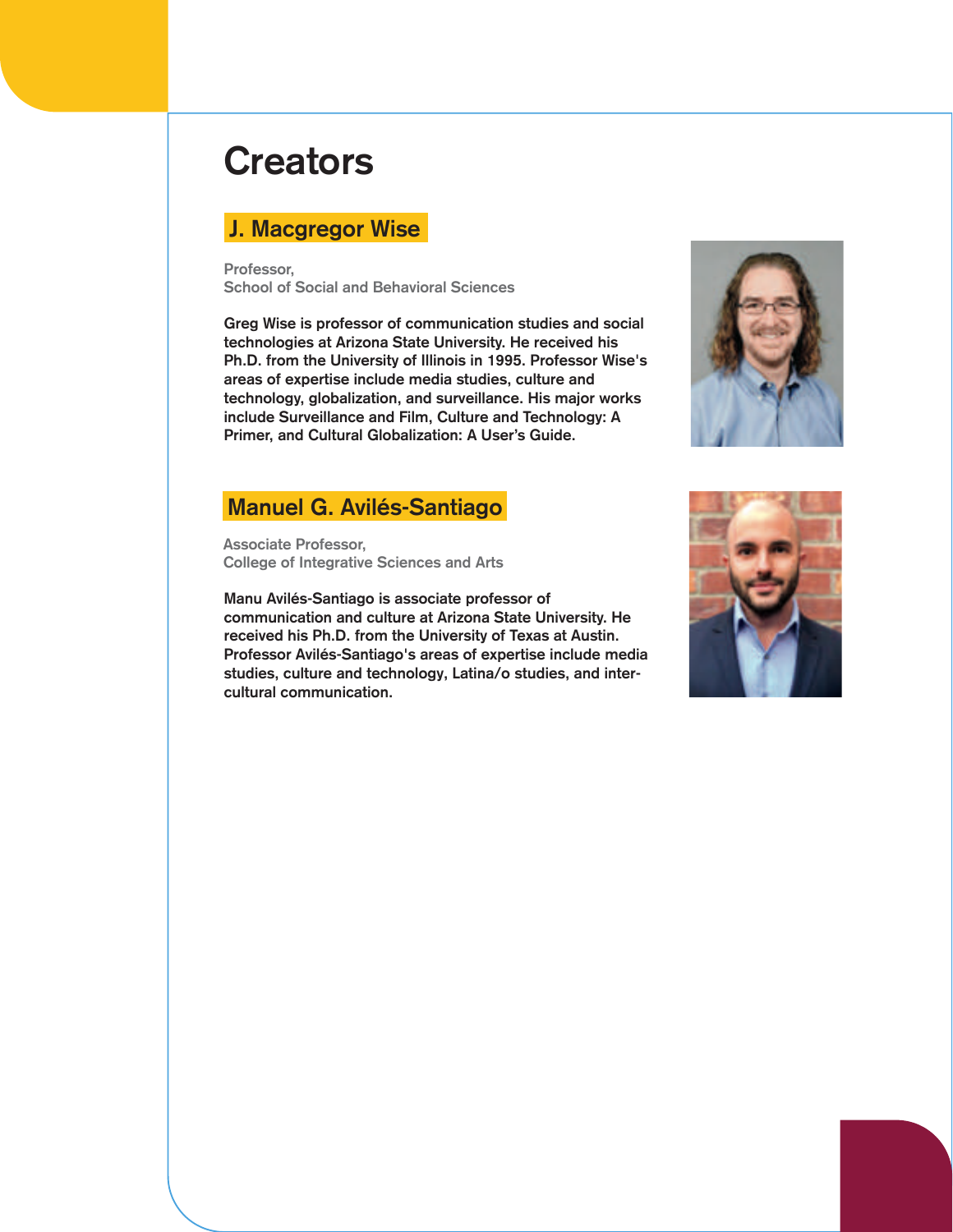# Creators

## J. Macgregor Wise

Professor,
School of Social and Behavioral Sciences

**Greg Wise is professor of communication studies and social technologies at Arizona State University. He received his Ph.D. from the University of Illinois in 1995. Professor Wise's areas of expertise include media studies, culture and technology, globalization, and surveillance. His major works include Surveillance and Film, Culture and Technology: A Primer, and Cultural Globalization: A User's Guide.**

## Manuel G. Avilés-Santiago

Associate Professor,
College of Integrative Sciences and Arts

**Manu Avilés-Santiago is associate professor of communication and culture at Arizona State University. He received his Ph.D. from the University of Texas at Austin. Professor Avilés-Santiago's areas of expertise include media studies, culture and technology, Latina/o studies, and inter-cultural communication.**